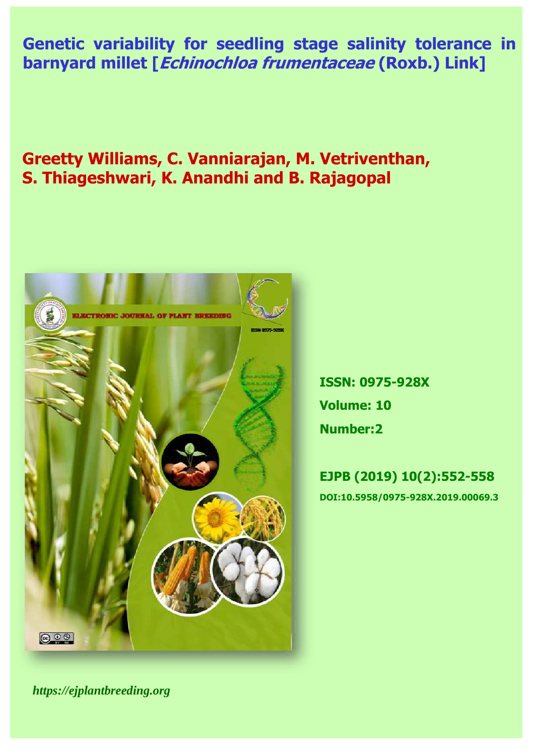# Genetic variability for seedling stage salinity tolerance in barnyard millet [*Echinochloa frumentaceae* (Roxb.) Link]

**Greetty Williams, C. Vanniarajan, M. Vetriventhan, S. Thiageshwari, K. Anandhi and B. Rajagopal**

**ISSN: 0975-928X**

**Volume: 10**

**Number:2**

**EJPB (2019) 10(2):552-558**

**DOI:10.5958/0975-928X.2019.00069.3**

*https://ejplantbreeding.org*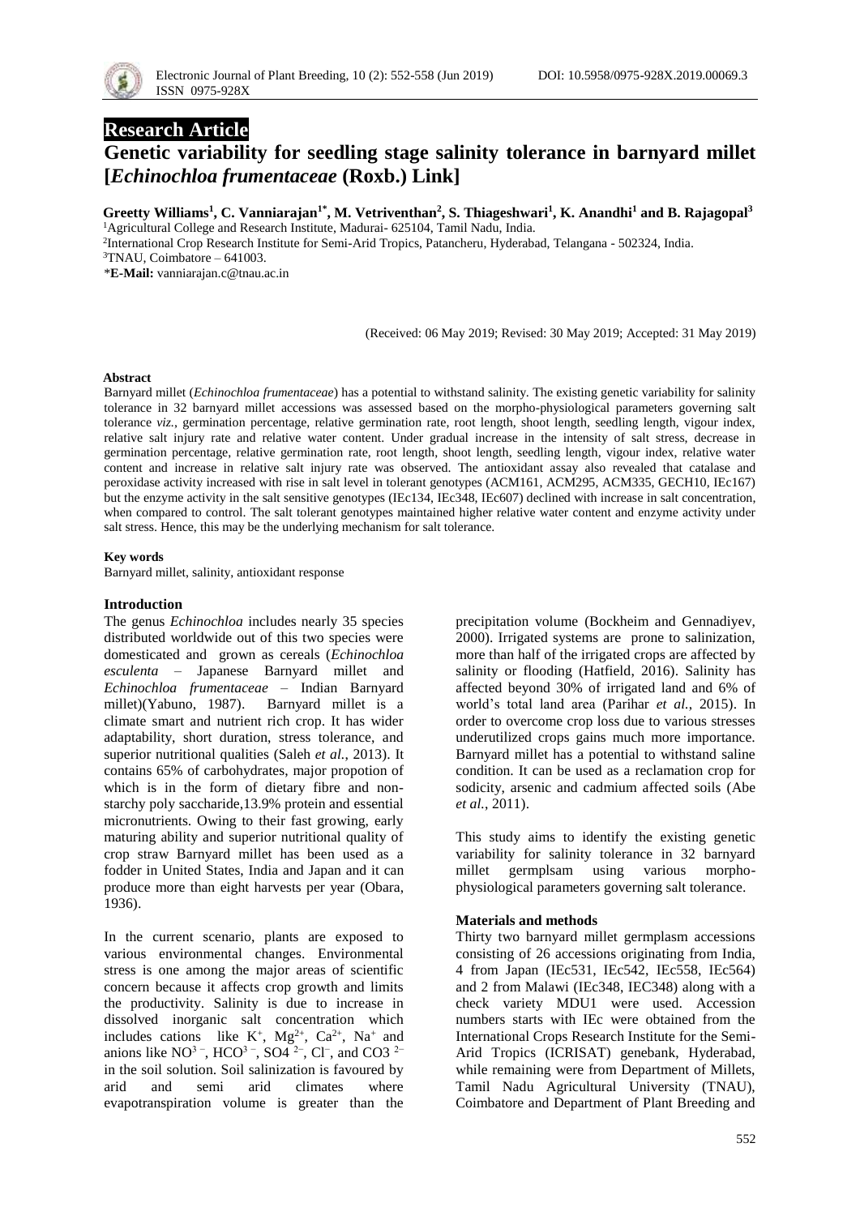# Research Article

# Genetic variability for seedling stage salinity tolerance in barnyard millet [*Echinochloa frumentaceae* (Roxb.) Link]

**Greetty Williams[1], C. Vanniarajan[1*], M. Vetriventhan[2], S. Thiageshwari[1], K. Anandhi[1] and B. Rajagopal[3]**

[1]Agricultural College and Research Institute, Madurai- 625104, Tamil Nadu, India.

[2]International Crop Research Institute for Semi-Arid Tropics, Patancheru, Hyderabad, Telangana - 502324, India.

[3]TNAU, Coimbatore – 641003.

*E-Mail: vanniarajan.c@tnau.ac.in

(Received: 06 May 2019; Revised: 30 May 2019; Accepted: 31 May 2019)

### Abstract

Barnyard millet (*Echinochloa frumentaceae*) has a potential to withstand salinity. The existing genetic variability for salinity tolerance in 32 barnyard millet accessions was assessed based on the morpho-physiological parameters governing salt tolerance *viz.*, germination percentage, relative germination rate, root length, shoot length, seedling length, vigour index, relative salt injury rate and relative water content. Under gradual increase in the intensity of salt stress, decrease in germination percentage, relative germination rate, root length, shoot length, seedling length, vigour index, relative water content and increase in relative salt injury rate was observed. The antioxidant assay also revealed that catalase and peroxidase activity increased with rise in salt level in tolerant genotypes (ACM161, ACM295, ACM335, GECH10, IEc167) but the enzyme activity in the salt sensitive genotypes (IEc134, IEc348, IEc607) declined with increase in salt concentration, when compared to control. The salt tolerant genotypes maintained higher relative water content and enzyme activity under salt stress. Hence, this may be the underlying mechanism for salt tolerance.

**Key words**

Barnyard millet, salinity, antioxidant response

### Introduction

The genus *Echinochloa* includes nearly 35 species distributed worldwide out of this two species were domesticated and grown as cereals (*Echinochloa esculenta* – Japanese Barnyard millet and *Echinochloa frumentaceae* – Indian Barnyard millet)(Yabuno, 1987). Barnyard millet is a climate smart and nutrient rich crop. It has wider adaptability, short duration, stress tolerance, and superior nutritional qualities (Saleh *et al.*, 2013). It contains 65% of carbohydrates, major propotion of which is in the form of dietary fibre and non-starchy poly saccharide,13.9% protein and essential micronutrients. Owing to their fast growing, early maturing ability and superior nutritional quality of crop straw Barnyard millet has been used as a fodder in United States, India and Japan and it can produce more than eight harvests per year (Obara, 1936).

In the current scenario, plants are exposed to various environmental changes. Environmental stress is one among the major areas of scientific concern because it affects crop growth and limits the productivity. Salinity is due to increase in dissolved inorganic salt concentration which includes cations like $K^+$, $Mg^{2+}$, $Ca^{2+}$, $Na^+$ and anions like $NO^{3-}$, $HCO^{3-}$, $SO4^{2-}$, $Cl^-$, and $CO3^{2-}$ in the soil solution. Soil salinization is favoured by arid and semi arid climates where evapotranspiration volume is greater than the precipitation volume (Bockheim and Gennadiyev, 2000). Irrigated systems are prone to salinization, more than half of the irrigated crops are affected by salinity or flooding (Hatfield, 2016). Salinity has affected beyond 30% of irrigated land and 6% of world's total land area (Parihar *et al.*, 2015). In order to overcome crop loss due to various stresses underutilized crops gains much more importance. Barnyard millet has a potential to withstand saline condition. It can be used as a reclamation crop for sodicity, arsenic and cadmium affected soils (Abe *et al.*, 2011).

This study aims to identify the existing genetic variability for salinity tolerance in 32 barnyard millet germplsam using various morpho-physiological parameters governing salt tolerance.

### Materials and methods

Thirty two barnyard millet germplasm accessions consisting of 26 accessions originating from India, 4 from Japan (IEc531, IEc542, IEc558, IEc564) and 2 from Malawi (IEc348, IEC348) along with a check variety MDU1 were used. Accession numbers starts with IEc were obtained from the International Crops Research Institute for the Semi-Arid Tropics (ICRISAT) genebank, Hyderabad, while remaining were from Department of Millets, Tamil Nadu Agricultural University (TNAU), Coimbatore and Department of Plant Breeding and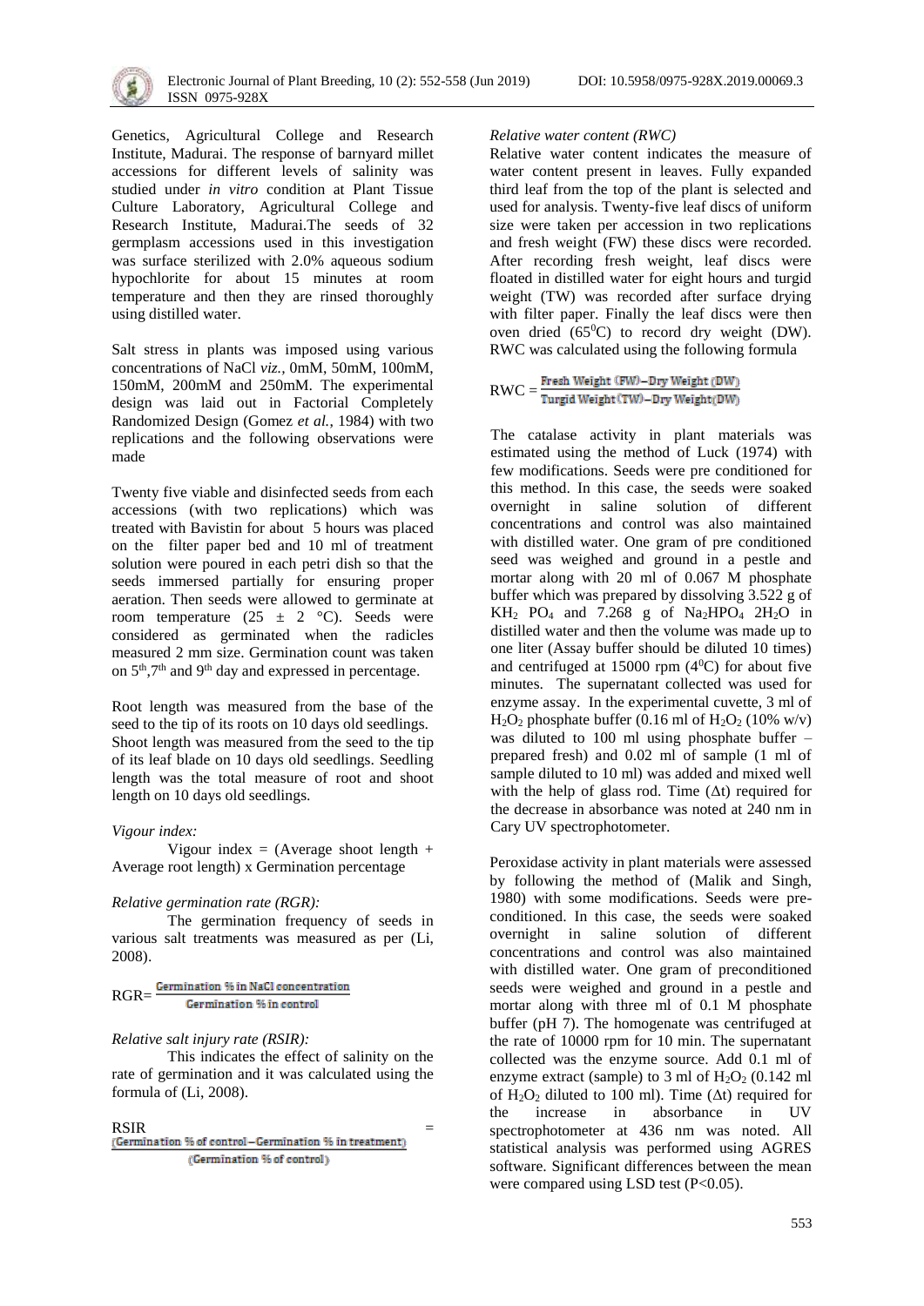Genetics, Agricultural College and Research Institute, Madurai. The response of barnyard millet accessions for different levels of salinity was studied under *in vitro* condition at Plant Tissue Culture Laboratory, Agricultural College and Research Institute, Madurai.The seeds of 32 germplasm accessions used in this investigation was surface sterilized with 2.0% aqueous sodium hypochlorite for about 15 minutes at room temperature and then they are rinsed thoroughly using distilled water.

Salt stress in plants was imposed using various concentrations of NaCl *viz.*, 0mM, 50mM, 100mM, 150mM, 200mM and 250mM. The experimental design was laid out in Factorial Completely Randomized Design (Gomez *et al.,* 1984) with two replications and the following observations were made

Twenty five viable and disinfected seeds from each accessions (with two replications) which was treated with Bavistin for about 5 hours was placed on the filter paper bed and 10 ml of treatment solution were poured in each petri dish so that the seeds immersed partially for ensuring proper aeration. Then seeds were allowed to germinate at room temperature (25 ± 2 °C). Seeds were considered as germinated when the radicles measured 2 mm size. Germination count was taken on $5^{th}$, $7^{th}$ and $9^{th}$ day and expressed in percentage.

Root length was measured from the base of the seed to the tip of its roots on 10 days old seedlings. Shoot length was measured from the seed to the tip of its leaf blade on 10 days old seedlings. Seedling length was the total measure of root and shoot length on 10 days old seedlings.

*Vigour index:*

Vigour index = (Average shoot length + Average root length) x Germination percentage

*Relative germination rate (RGR):*

The germination frequency of seeds in various salt treatments was measured as per (Li, 2008).

$$RGR = \frac{\text{Germination \% in NaCl concentration}}{\text{Germination \% in control}}$$

*Relative salt injury rate (RSIR):*

This indicates the effect of salinity on the rate of germination and it was calculated using the formula of (Li, 2008).

$$RSIR = \frac{(\text{Germination \% of control} - \text{Germination \% in treatment})}{(\text{Germination \% of control})}$$

*Relative water content (RWC)*

Relative water content indicates the measure of water content present in leaves. Fully expanded third leaf from the top of the plant is selected and used for analysis. Twenty-five leaf discs of uniform size were taken per accession in two replications and fresh weight (FW) these discs were recorded. After recording fresh weight, leaf discs were floated in distilled water for eight hours and turgid weight (TW) was recorded after surface drying with filter paper. Finally the leaf discs were then oven dried ($65^0$C) to record dry weight (DW). RWC was calculated using the following formula

$$RWC = \frac{\text{Fresh Weight (FW)} - \text{Dry Weight (DW)}}{\text{Turgid Weight (TW)} - \text{Dry Weight (DW)}}$$

The catalase activity in plant materials was estimated using the method of Luck (1974) with few modifications. Seeds were pre conditioned for this method. In this case, the seeds were soaked overnight in saline solution of different concentrations and control was also maintained with distilled water. One gram of pre conditioned seed was weighed and ground in a pestle and mortar along with 20 ml of 0.067 M phosphate buffer which was prepared by dissolving 3.522 g of $KH_2PO_4$ and 7.268 g of $Na_2HPO_4 \cdot 2H_2O$ in distilled water and then the volume was made up to one liter (Assay buffer should be diluted 10 times) and centrifuged at 15000 rpm ($4^0$C) for about five minutes. The supernatant collected was used for enzyme assay. In the experimental cuvette, 3 ml of $H_2O_2$ phosphate buffer (0.16 ml of $H_2O_2$ (10% w/v) was diluted to 100 ml using phosphate buffer – prepared fresh) and 0.02 ml of sample (1 ml of sample diluted to 10 ml) was added and mixed well with the help of glass rod. Time ($\Delta t$) required for the decrease in absorbance was noted at 240 nm in Cary UV spectrophotometer.

Peroxidase activity in plant materials were assessed by following the method of (Malik and Singh, 1980) with some modifications. Seeds were pre-conditioned. In this case, the seeds were soaked overnight in saline solution of different concentrations and control was also maintained with distilled water. One gram of preconditioned seeds were weighed and ground in a pestle and mortar along with three ml of 0.1 M phosphate buffer (pH 7). The homogenate was centrifuged at the rate of 10000 rpm for 10 min. The supernatant collected was the enzyme source. Add 0.1 ml of enzyme extract (sample) to 3 ml of $H_2O_2$ (0.142 ml of $H_2O_2$ diluted to 100 ml). Time ($\Delta t$) required for the increase in absorbance in UV spectrophotometer at 436 nm was noted. All statistical analysis was performed using AGRES software. Significant differences between the mean were compared using LSD test ($P<0.05$).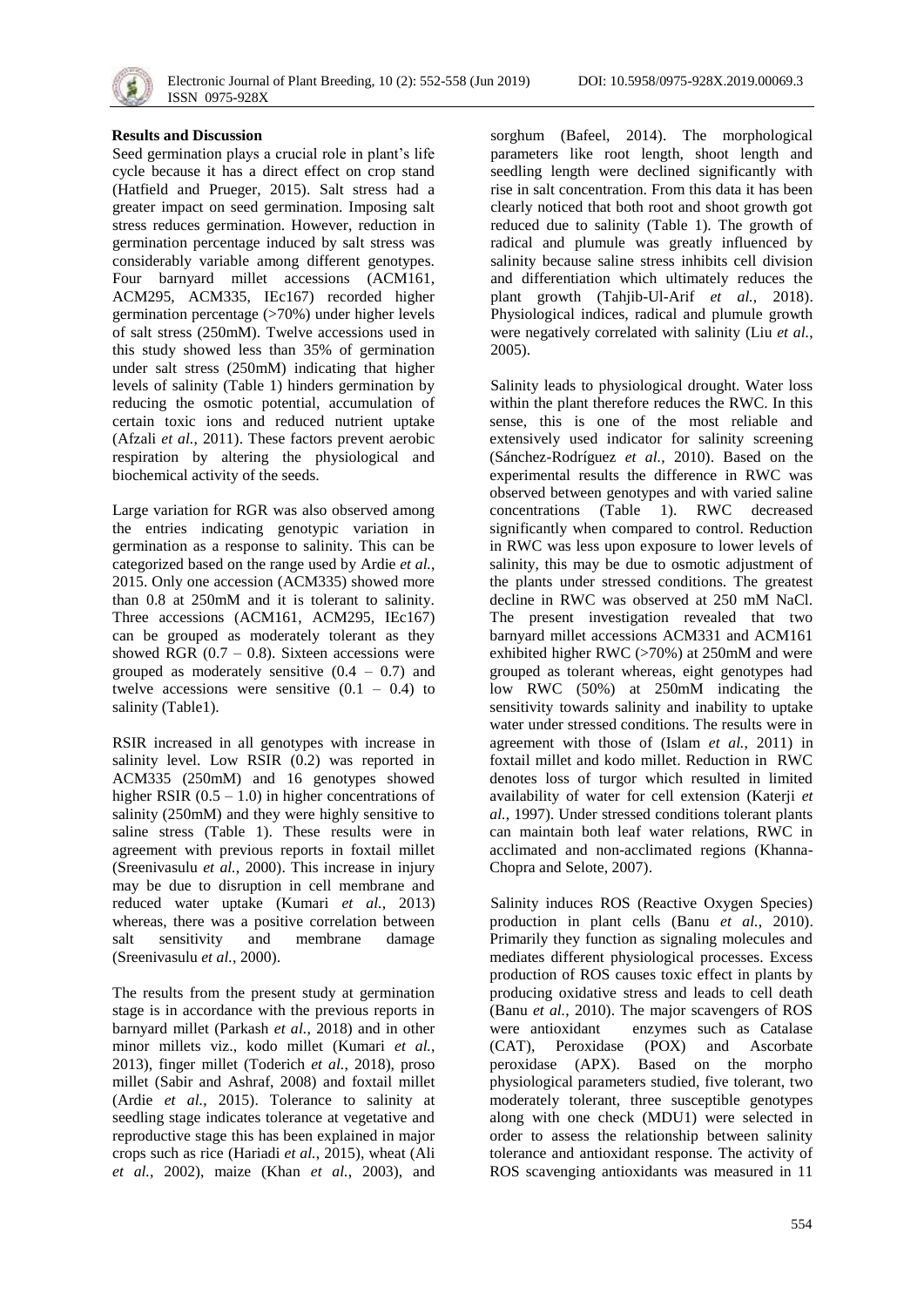## Results and Discussion

Seed germination plays a crucial role in plant's life cycle because it has a direct effect on crop stand (Hatfield and Prueger, 2015). Salt stress had a greater impact on seed germination. Imposing salt stress reduces germination. However, reduction in germination percentage induced by salt stress was considerably variable among different genotypes. Four barnyard millet accessions (ACM161, ACM295, ACM335, IEc167) recorded higher germination percentage (>70%) under higher levels of salt stress (250mM). Twelve accessions used in this study showed less than 35% of germination under salt stress (250mM) indicating that higher levels of salinity (Table 1) hinders germination by reducing the osmotic potential, accumulation of certain toxic ions and reduced nutrient uptake (Afzali *et al.*, 2011). These factors prevent aerobic respiration by altering the physiological and biochemical activity of the seeds.

Large variation for RGR was also observed among the entries indicating genotypic variation in germination as a response to salinity. This can be categorized based on the range used by Ardie *et al.*, 2015. Only one accession (ACM335) showed more than 0.8 at 250mM and it is tolerant to salinity. Three accessions (ACM161, ACM295, IEc167) can be grouped as moderately tolerant as they showed RGR (0.7 – 0.8). Sixteen accessions were grouped as moderately sensitive (0.4 – 0.7) and twelve accessions were sensitive (0.1 – 0.4) to salinity (Table1).

RSIR increased in all genotypes with increase in salinity level. Low RSIR (0.2) was reported in ACM335 (250mM) and 16 genotypes showed higher RSIR (0.5 – 1.0) in higher concentrations of salinity (250mM) and they were highly sensitive to saline stress (Table 1). These results were in agreement with previous reports in foxtail millet (Sreenivasulu *et al.*, 2000). This increase in injury may be due to disruption in cell membrane and reduced water uptake (Kumari *et al.*, 2013) whereas, there was a positive correlation between salt sensitivity and membrane damage (Sreenivasulu *et al.*, 2000).

The results from the present study at germination stage is in accordance with the previous reports in barnyard millet (Parkash *et al.*, 2018) and in other minor millets viz., kodo millet (Kumari *et al.*, 2013), finger millet (Toderich *et al.*, 2018), proso millet (Sabir and Ashraf, 2008) and foxtail millet (Ardie *et al.*, 2015). Tolerance to salinity at seedling stage indicates tolerance at vegetative and reproductive stage this has been explained in major crops such as rice (Hariadi *et al.*, 2015), wheat (Ali *et al.*, 2002), maize (Khan *et al.*, 2003), and sorghum (Bafeel, 2014). The morphological parameters like root length, shoot length and seedling length were declined significantly with rise in salt concentration. From this data it has been clearly noticed that both root and shoot growth got reduced due to salinity (Table 1). The growth of radical and plumule was greatly influenced by salinity because saline stress inhibits cell division and differentiation which ultimately reduces the plant growth (Tahjib-Ul-Arif *et al.*, 2018). Physiological indices, radical and plumule growth were negatively correlated with salinity (Liu *et al.*, 2005).

Salinity leads to physiological drought. Water loss within the plant therefore reduces the RWC. In this sense, this is one of the most reliable and extensively used indicator for salinity screening (Sánchez-Rodríguez *et al.*, 2010). Based on the experimental results the difference in RWC was observed between genotypes and with varied saline concentrations (Table 1). RWC decreased significantly when compared to control. Reduction in RWC was less upon exposure to lower levels of salinity, this may be due to osmotic adjustment of the plants under stressed conditions. The greatest decline in RWC was observed at 250 mM NaCl. The present investigation revealed that two barnyard millet accessions ACM331 and ACM161 exhibited higher RWC (>70%) at 250mM and were grouped as tolerant whereas, eight genotypes had low RWC (50%) at 250mM indicating the sensitivity towards salinity and inability to uptake water under stressed conditions. The results were in agreement with those of (Islam *et al.*, 2011) in foxtail millet and kodo millet. Reduction in RWC denotes loss of turgor which resulted in limited availability of water for cell extension (Katerji *et al.*, 1997). Under stressed conditions tolerant plants can maintain both leaf water relations, RWC in acclimated and non-acclimated regions (Khanna-Chopra and Selote, 2007).

Salinity induces ROS (Reactive Oxygen Species) production in plant cells (Banu *et al.*, 2010). Primarily they function as signaling molecules and mediates different physiological processes. Excess production of ROS causes toxic effect in plants by producing oxidative stress and leads to cell death (Banu *et al.*, 2010). The major scavengers of ROS were antioxidant enzymes such as Catalase (CAT), Peroxidase (POX) and Ascorbate peroxidase (APX). Based on the morpho physiological parameters studied, five tolerant, two moderately tolerant, three susceptible genotypes along with one check (MDU1) were selected in order to assess the relationship between salinity tolerance and antioxidant response. The activity of ROS scavenging antioxidants was measured in 11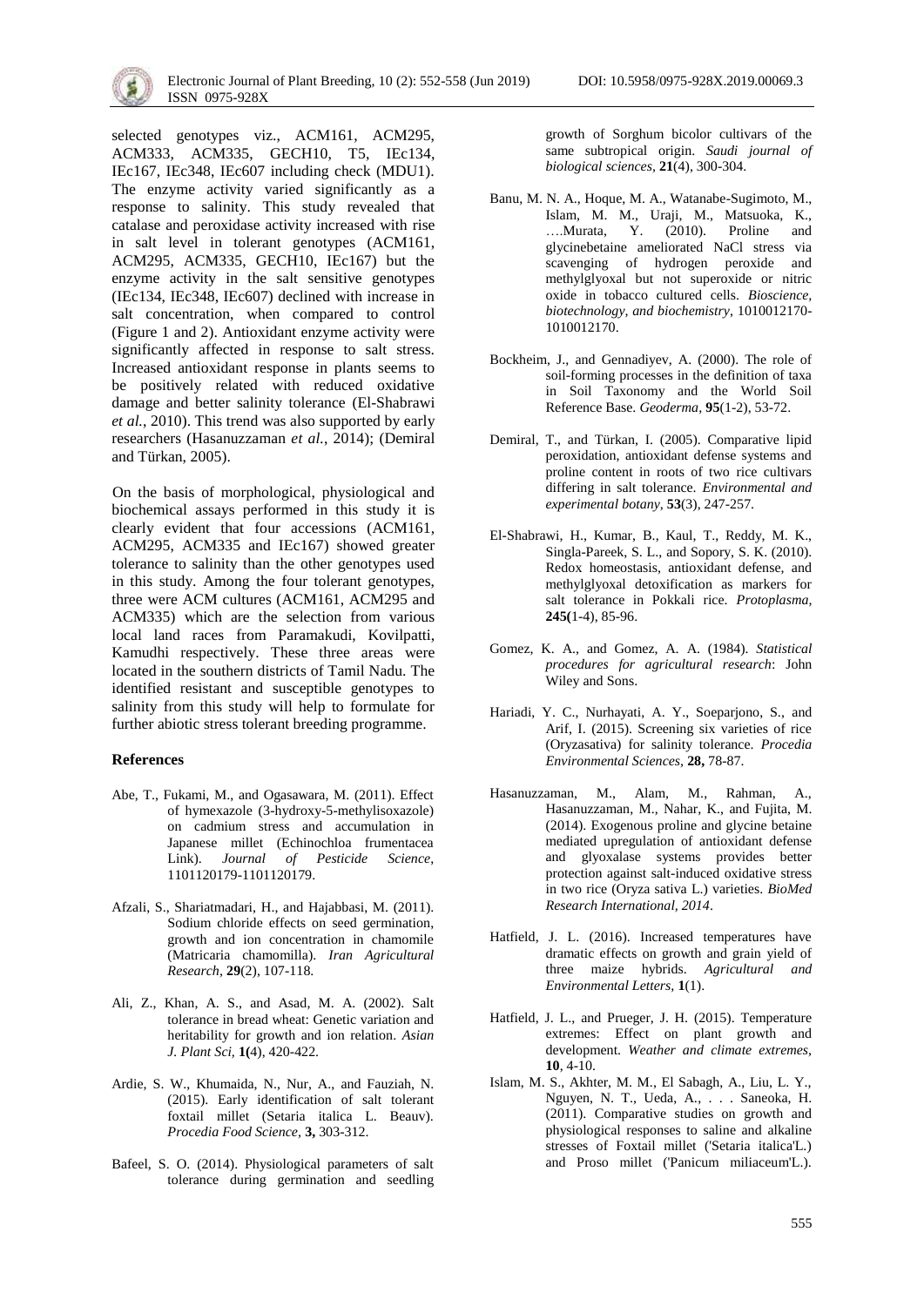selected genotypes viz., ACM161, ACM295, ACM333, ACM335, GECH10, T5, IEc134, IEc167, IEc348, IEc607 including check (MDU1). The enzyme activity varied significantly as a response to salinity. This study revealed that catalase and peroxidase activity increased with rise in salt level in tolerant genotypes (ACM161, ACM295, ACM335, GECH10, IEc167) but the enzyme activity in the salt sensitive genotypes (IEc134, IEc348, IEc607) declined with increase in salt concentration, when compared to control (Figure 1 and 2). Antioxidant enzyme activity were significantly affected in response to salt stress. Increased antioxidant response in plants seems to be positively related with reduced oxidative damage and better salinity tolerance (El-Shabrawi *et al.*, 2010). This trend was also supported by early researchers (Hasanuzzaman *et al.*, 2014); (Demiral and Türkan, 2005).

On the basis of morphological, physiological and biochemical assays performed in this study it is clearly evident that four accessions (ACM161, ACM295, ACM335 and IEc167) showed greater tolerance to salinity than the other genotypes used in this study. Among the four tolerant genotypes, three were ACM cultures (ACM161, ACM295 and ACM335) which are the selection from various local land races from Paramakudi, Kovilpatti, Kamudhi respectively. These three areas were located in the southern districts of Tamil Nadu. The identified resistant and susceptible genotypes to salinity from this study will help to formulate for further abiotic stress tolerant breeding programme.

## References

Abe, T., Fukami, M., and Ogasawara, M. (2011). Effect of hymexazole (3-hydroxy-5-methylisoxazole) on cadmium stress and accumulation in Japanese millet (Echinochloa frumentacea Link). *Journal of Pesticide Science*, 1101120179-1101120179.

Afzali, S., Shariatmadari, H., and Hajabbasi, M. (2011). Sodium chloride effects on seed germination, growth and ion concentration in chamomile (Matricaria chamomilla). *Iran Agricultural Research*, **29**(2), 107-118.

Ali, Z., Khan, A. S., and Asad, M. A. (2002). Salt tolerance in bread wheat: Genetic variation and heritability for growth and ion relation. *Asian J. Plant Sci*, **1(**4), 420-422.

Ardie, S. W., Khumaida, N., Nur, A., and Fauziah, N. (2015). Early identification of salt tolerant foxtail millet (Setaria italica L. Beauv). *Procedia Food Science,* **3,** 303-312.

Bafeel, S. O. (2014). Physiological parameters of salt tolerance during germination and seedling growth of Sorghum bicolor cultivars of the same subtropical origin. *Saudi journal of biological sciences*, **21**(4), 300-304.

Banu, M. N. A., Hoque, M. A., Watanabe-Sugimoto, M., Islam, M. M., Uraji, M., Matsuoka, K., ….Murata, Y. (2010). Proline and glycinebetaine ameliorated NaCl stress via scavenging of hydrogen peroxide and methylglyoxal but not superoxide or nitric oxide in tobacco cultured cells. *Bioscience, biotechnology, and biochemistry*, 1010012170-1010012170.

Bockheim, J., and Gennadiyev, A. (2000). The role of soil-forming processes in the definition of taxa in Soil Taxonomy and the World Soil Reference Base. *Geoderma*, **95**(1-2), 53-72.

Demiral, T., and Türkan, I. (2005). Comparative lipid peroxidation, antioxidant defense systems and proline content in roots of two rice cultivars differing in salt tolerance. *Environmental and experimental botany*, **53**(3), 247-257.

El-Shabrawi, H., Kumar, B., Kaul, T., Reddy, M. K., Singla-Pareek, S. L., and Sopory, S. K. (2010). Redox homeostasis, antioxidant defense, and methylglyoxal detoxification as markers for salt tolerance in Pokkali rice. *Protoplasma,* **245(**1-4), 85-96.

Gomez, K. A., and Gomez, A. A. (1984). *Statistical procedures for agricultural research*: John Wiley and Sons.

Hariadi, Y. C., Nurhayati, A. Y., Soeparjono, S., and Arif, I. (2015). Screening six varieties of rice (Oryzasativa) for salinity tolerance. *Procedia Environmental Sciences,* **28,** 78-87.

Hasanuzzaman, M., Alam, M., Rahman, A., Hasanuzzaman, M., Nahar, K., and Fujita, M. (2014). Exogenous proline and glycine betaine mediated upregulation of antioxidant defense and glyoxalase systems provides better protection against salt-induced oxidative stress in two rice (Oryza sativa L.) varieties. *BioMed Research International, 2014*.

Hatfield, J. L. (2016). Increased temperatures have dramatic effects on growth and grain yield of three maize hybrids. *Agricultural and Environmental Letters*, **1**(1).

Hatfield, J. L., and Prueger, J. H. (2015). Temperature extremes: Effect on plant growth and development. *Weather and climate extremes,* **10**, 4-10.

Islam, M. S., Akhter, M. M., El Sabagh, A., Liu, L. Y., Nguyen, N. T., Ueda, A., . . . Saneoka, H. (2011). Comparative studies on growth and physiological responses to saline and alkaline stresses of Foxtail millet ('Setaria italica'L.) and Proso millet ('Panicum miliaceum'L.).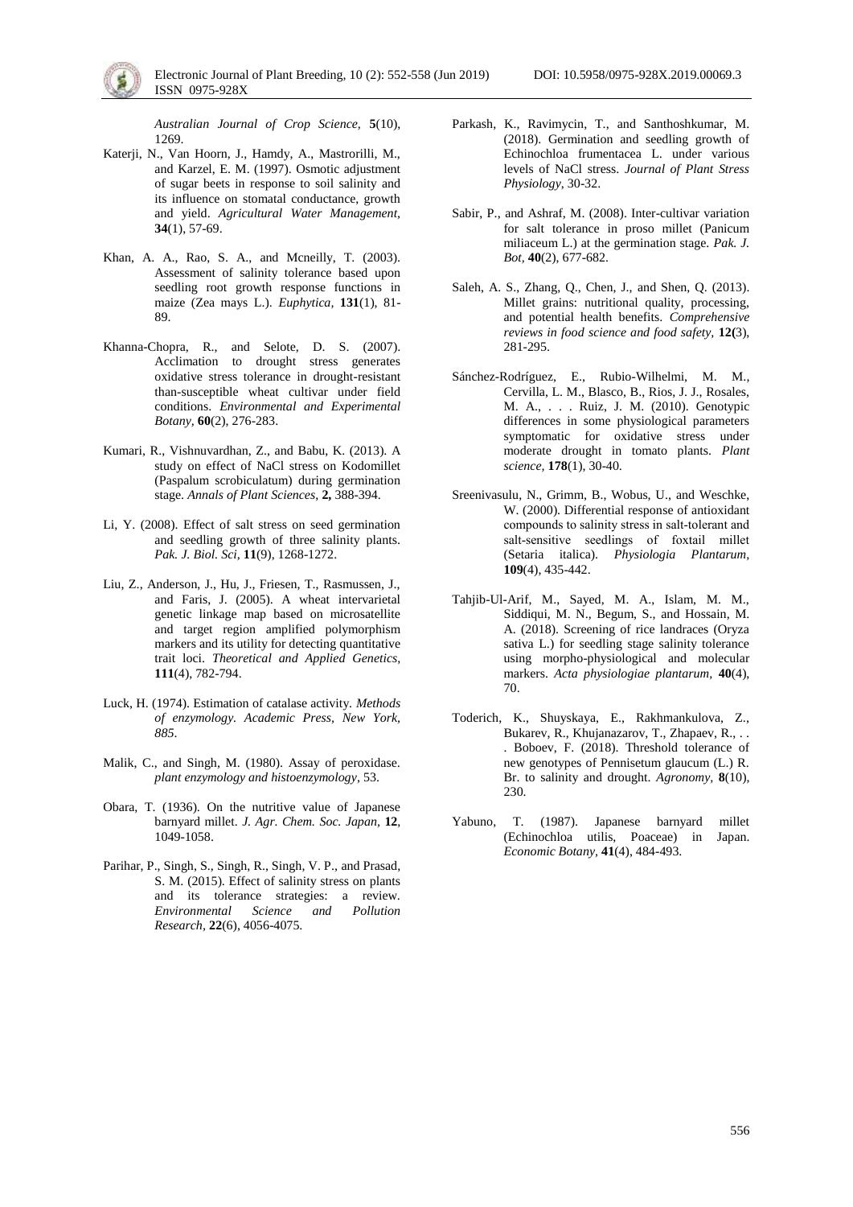*Australian Journal of Crop Science*, **5**(10), 1269.

Katerji, N., Van Hoorn, J., Hamdy, A., Mastrorilli, M., and Karzel, E. M. (1997). Osmotic adjustment of sugar beets in response to soil salinity and its influence on stomatal conductance, growth and yield. *Agricultural Water Management*, **34**(1), 57-69.

Khan, A. A., Rao, S. A., and Mcneilly, T. (2003). Assessment of salinity tolerance based upon seedling root growth response functions in maize (Zea mays L.). *Euphytica*, **131**(1), 81-89.

Khanna-Chopra, R., and Selote, D. S. (2007). Acclimation to drought stress generates oxidative stress tolerance in drought-resistant than-susceptible wheat cultivar under field conditions. *Environmental and Experimental Botany*, **60**(2), 276-283.

Kumari, R., Vishnuvardhan, Z., and Babu, K. (2013). A study on effect of NaCl stress on Kodomillet (Paspalum scrobiculatum) during germination stage. *Annals of Plant Sciences*, **2,** 388-394.

Li, Y. (2008). Effect of salt stress on seed germination and seedling growth of three salinity plants. *Pak. J. Biol. Sci*, **11**(9), 1268-1272.

Liu, Z., Anderson, J., Hu, J., Friesen, T., Rasmussen, J., and Faris, J. (2005). A wheat intervarietal genetic linkage map based on microsatellite and target region amplified polymorphism markers and its utility for detecting quantitative trait loci. *Theoretical and Applied Genetics*, **111**(4), 782-794.

Luck, H. (1974). Estimation of catalase activity. *Methods of enzymology. Academic Press, New York, 885*.

Malik, C., and Singh, M. (1980). Assay of peroxidase. *plant enzymology and histoenzymology*, 53.

Obara, T. (1936). On the nutritive value of Japanese barnyard millet. *J. Agr. Chem. Soc. Japan*, **12**, 1049-1058.

Parihar, P., Singh, S., Singh, R., Singh, V. P., and Prasad, S. M. (2015). Effect of salinity stress on plants and its tolerance strategies: a review. *Environmental Science and Pollution Research*, **22**(6), 4056-4075.

Parkash, K., Ravimycin, T., and Santhoshkumar, M. (2018). Germination and seedling growth of Echinochloa frumentacea L. under various levels of NaCl stress. *Journal of Plant Stress Physiology*, 30-32.

Sabir, P., and Ashraf, M. (2008). Inter-cultivar variation for salt tolerance in proso millet (Panicum miliaceum L.) at the germination stage. *Pak. J. Bot*, **40**(2), 677-682.

Saleh, A. S., Zhang, Q., Chen, J., and Shen, Q. (2013). Millet grains: nutritional quality, processing, and potential health benefits. *Comprehensive reviews in food science and food safety*, **12(**3), 281-295.

Sánchez-Rodríguez, E., Rubio-Wilhelmi, M. M., Cervilla, L. M., Blasco, B., Rios, J. J., Rosales, M. A., . . . Ruiz, J. M. (2010). Genotypic differences in some physiological parameters symptomatic for oxidative stress under moderate drought in tomato plants. *Plant science*, **178**(1), 30-40.

Sreenivasulu, N., Grimm, B., Wobus, U., and Weschke, W. (2000). Differential response of antioxidant compounds to salinity stress in salt-tolerant and salt-sensitive seedlings of foxtail millet (Setaria italica). *Physiologia Plantarum*, **109**(4), 435-442.

Tahjib-Ul-Arif, M., Sayed, M. A., Islam, M. M., Siddiqui, M. N., Begum, S., and Hossain, M. A. (2018). Screening of rice landraces (Oryza sativa L.) for seedling stage salinity tolerance using morpho-physiological and molecular markers. *Acta physiologiae plantarum*, **40**(4), 70.

Toderich, K., Shuyskaya, E., Rakhmankulova, Z., Bukarev, R., Khujanazarov, T., Zhapaev, R., . . . Boboev, F. (2018). Threshold tolerance of new genotypes of Pennisetum glaucum (L.) R. Br. to salinity and drought. *Agronomy*, **8**(10), 230.

Yabuno, T. (1987). Japanese barnyard millet (Echinochloa utilis, Poaceae) in Japan. *Economic Botany*, **41**(4), 484-493.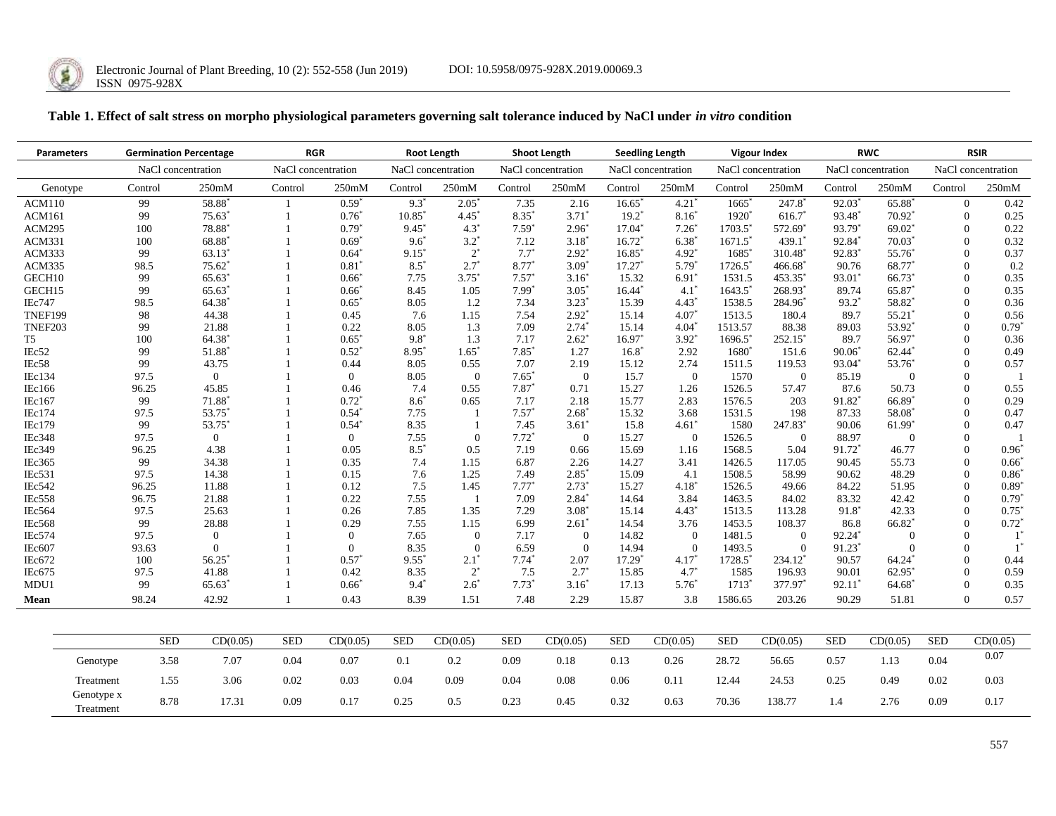**Table 1. Effect of salt stress on morpho physiological parameters governing salt tolerance induced by NaCl under *in vitro* condition**

| Parameters | Germination Percentage | | RGR | | Root Length | | Shoot Length | | Seedling Length | | Vigour Index | | RWC | | RSIR | |
|---|---|---|---|---|---|---|---|---|---|---|---|---|---|---|---|---|
| | NaCl concentration | | NaCl concentration | | NaCl concentration | | NaCl concentration | | NaCl concentration | | NaCl concentration | | NaCl concentration | | NaCl concentration | |
| Genotype | Control | 250mM | Control | 250mM | Control | 250mM | Control | 250mM | Control | 250mM | Control | 250mM | Control | 250mM | Control | 250mM |
| ACM110 | 99 | 58.88* | 1 | 0.59* | 9.3* | 2.05* | 7.35 | 2.16 | 16.65* | 4.21* | 1665* | 247.8* | 92.03* | 65.88* | 0 | 0.42 |
| ACM161 | 99 | 75.63* | 1 | 0.76* | 10.85* | 4.45* | 8.35* | 3.71* | 19.2* | 8.16* | 1920* | 616.7* | 93.48* | 70.92* | 0 | 0.25 |
| ACM295 | 100 | 78.88* | 1 | 0.79* | 9.45* | 4.3* | 7.59* | 2.96* | 17.04* | 7.26* | 1703.5* | 572.69* | 93.79* | 69.02* | 0 | 0.22 |
| ACM331 | 100 | 68.88* | 1 | 0.69* | 9.6* | 3.2* | 7.12 | 3.18* | 16.72* | 6.38* | 1671.5* | 439.1* | 92.84* | 70.03* | 0 | 0.32 |
| ACM333 | 99 | 63.13* | 1 | 0.64* | 9.15* | 2* | 7.7* | 2.92* | 16.85* | 4.92* | 1685* | 310.48* | 92.83* | 55.76* | 0 | 0.37 |
| ACM335 | 98.5 | 75.62* | 1 | 0.81* | 8.5* | 2.7* | 8.77* | 3.09* | 17.27* | 5.79* | 1726.5* | 466.68* | 90.76 | 68.77* | 0 | 0.2 |
| GECH10 | 99 | 65.63* | 1 | 0.66* | 7.75 | 3.75* | 7.57* | 3.16* | 15.32 | 6.91* | 1531.5 | 453.35* | 93.01* | 66.73* | 0 | 0.35 |
| GECH15 | 99 | 65.63* | 1 | 0.66* | 8.45 | 1.05 | 7.99* | 3.05* | 16.44* | 4.1* | 1643.5* | 268.93* | 89.74 | 65.87* | 0 | 0.35 |
| IEc747 | 98.5 | 64.38* | 1 | 0.65* | 8.05 | 1.2 | 7.34 | 3.23* | 15.39 | 4.43* | 1538.5 | 284.96* | 93.2* | 58.82* | 0 | 0.36 |
| TNEF199 | 98 | 44.38 | 1 | 0.45 | 7.6 | 1.15 | 7.54 | 2.92* | 15.14 | 4.07* | 1513.5 | 180.4 | 89.7 | 55.21* | 0 | 0.56 |
| TNEF203 | 99 | 21.88 | 1 | 0.22 | 8.05 | 1.3 | 7.09 | 2.74* | 15.14 | 4.04* | 1513.57 | 88.38 | 89.03 | 53.92* | 0 | 0.79* |
| T5 | 100 | 64.38* | 1 | 0.65* | 9.8* | 1.3 | 7.17 | 2.62* | 16.97* | 3.92* | 1696.5* | 252.15* | 89.7 | 56.97* | 0 | 0.36 |
| IEc52 | 99 | 51.88* | 1 | 0.52* | 8.95* | 1.65* | 7.85* | 1.27 | 16.8* | 2.92 | 1680* | 151.6 | 90.06* | 62.44* | 0 | 0.49 |
| IEc58 | 99 | 43.75 | 1 | 0.44 | 8.05 | 0.55 | 7.07 | 2.19 | 15.12 | 2.74 | 1511.5 | 119.53 | 93.04* | 53.76* | 0 | 0.57 |
| IEc134 | 97.5 | 0 | 1 | 0 | 8.05 | 0 | 7.65* | 0 | 15.7 | 0 | 1570 | 0 | 85.19 | 0 | 0 | 1 |
| IEc166 | 96.25 | 45.85 | 1 | 0.46 | 7.4 | 0.55 | 7.87* | 0.71 | 15.27 | 1.26 | 1526.5 | 57.47 | 87.6 | 50.73 | 0 | 0.55 |
| IEc167 | 99 | 71.88* | 1 | 0.72* | 8.6* | 0.65 | 7.17 | 2.18 | 15.77 | 2.83 | 1576.5 | 203 | 91.82* | 66.89* | 0 | 0.29 |
| IEc174 | 97.5 | 53.75* | 1 | 0.54* | 7.75 | 1 | 7.57* | 2.68* | 15.32 | 3.68 | 1531.5 | 198 | 87.33 | 58.08* | 0 | 0.47 |
| IEc179 | 99 | 53.75* | 1 | 0.54* | 8.35 | 1 | 7.45 | 3.61* | 15.8 | 4.61* | 1580 | 247.83* | 90.06 | 61.99* | 0 | 0.47 |
| IEc348 | 97.5 | 0 | 1 | 0 | 7.55 | 0 | 7.72* | 0 | 15.27 | 0 | 1526.5 | 0 | 88.97 | 0 | 0 | 1 |
| IEc349 | 96.25 | 4.38 | 1 | 0.05 | 8.5* | 0.5 | 7.19 | 0.66 | 15.69 | 1.16 | 1568.5 | 5.04 | 91.72* | 46.77 | 0 | 0.96* |
| IEc365 | 99 | 34.38 | 1 | 0.35 | 7.4 | 1.15 | 6.87 | 2.26 | 14.27 | 3.41 | 1426.5 | 117.05 | 90.45 | 55.73 | 0 | 0.66* |
| IEc531 | 97.5 | 14.38 | 1 | 0.15 | 7.6 | 1.25 | 7.49 | 2.85* | 15.09 | 4.1 | 1508.5 | 58.99 | 90.62 | 48.29 | 0 | 0.86* |
| IEc542 | 96.25 | 11.88 | 1 | 0.12 | 7.5 | 1.45 | 7.77* | 2.73* | 15.27 | 4.18* | 1526.5 | 49.66 | 84.22 | 51.95 | 0 | 0.89* |
| IEc558 | 96.75 | 21.88 | 1 | 0.22 | 7.55 | 1 | 7.09 | 2.84* | 14.64 | 3.84 | 1463.5 | 84.02 | 83.32 | 42.42 | 0 | 0.79* |
| IEc564 | 97.5 | 25.63 | 1 | 0.26 | 7.85 | 1.35 | 7.29 | 3.08* | 15.14 | 4.43* | 1513.5 | 113.28 | 91.8* | 42.33 | 0 | 0.75* |
| IEc568 | 99 | 28.88 | 1 | 0.29 | 7.55 | 1.15 | 6.99 | 2.61* | 14.54 | 3.76 | 1453.5 | 108.37 | 86.8 | 66.82* | 0 | 0.72* |
| IEc574 | 97.5 | 0 | 1 | 0 | 7.65 | 0 | 7.17 | 0 | 14.82 | 0 | 1481.5 | 0 | 92.24* | 0 | 0 | 1* |
| IEc607 | 93.63 | 0 | 1 | 0 | 8.35 | 0 | 6.59 | 0 | 14.94 | 0 | 1493.5 | 0 | 91.23* | 0 | 0 | 1* |
| IEc672 | 100 | 56.25* | 1 | 0.57* | 9.55* | 2.1* | 7.74* | 2.07 | 17.29* | 4.17* | 1728.5* | 234.12* | 90.57 | 64.24* | 0 | 0.44 |
| IEc675 | 97.5 | 41.88 | 1 | 0.42 | 8.35 | 2* | 7.5 | 2.7* | 15.85 | 4.7* | 1585 | 196.93 | 90.01 | 62.95* | 0 | 0.59 |
| MDU1 | 99 | 65.63* | 1 | 0.66* | 9.4* | 2.6* | 7.73* | 3.16* | 17.13 | 5.76* | 1713* | 377.97* | 92.11* | 64.68* | 0 | 0.35 |
| **Mean** | 98.24 | 42.92 | 1 | 0.43 | 8.39 | 1.51 | 7.48 | 2.29 | 15.87 | 3.8 | 1586.65 | 203.26 | 90.29 | 51.81 | 0 | 0.57 |

| | SED | CD(0.05) | SED | CD(0.05) | SED | CD(0.05) | SED | CD(0.05) | SED | CD(0.05) | SED | CD(0.05) | SED | CD(0.05) | SED | CD(0.05) |
|---|---|---|---|---|---|---|---|---|---|---|---|---|---|---|---|---|
| Genotype | 3.58 | 7.07 | 0.04 | 0.07 | 0.1 | 0.2 | 0.09 | 0.18 | 0.13 | 0.26 | 28.72 | 56.65 | 0.57 | 1.13 | 0.04 | 0.07 |
| Treatment | 1.55 | 3.06 | 0.02 | 0.03 | 0.04 | 0.09 | 0.04 | 0.08 | 0.06 | 0.11 | 12.44 | 24.53 | 0.25 | 0.49 | 0.02 | 0.03 |
| Genotype x Treatment | 8.78 | 17.31 | 0.09 | 0.17 | 0.25 | 0.5 | 0.23 | 0.45 | 0.32 | 0.63 | 70.36 | 138.77 | 1.4 | 2.76 | 0.09 | 0.17 |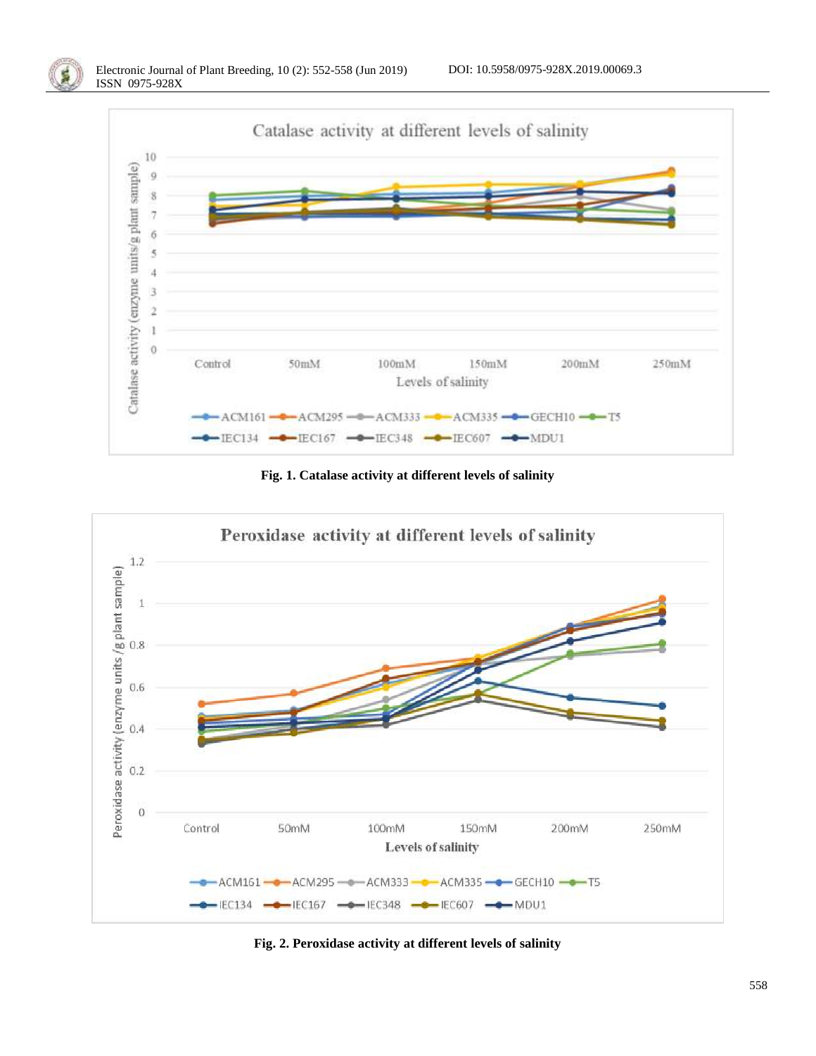Fig. 1. Catalase activity at different levels of salinity

Fig. 2. Peroxidase activity at different levels of salinity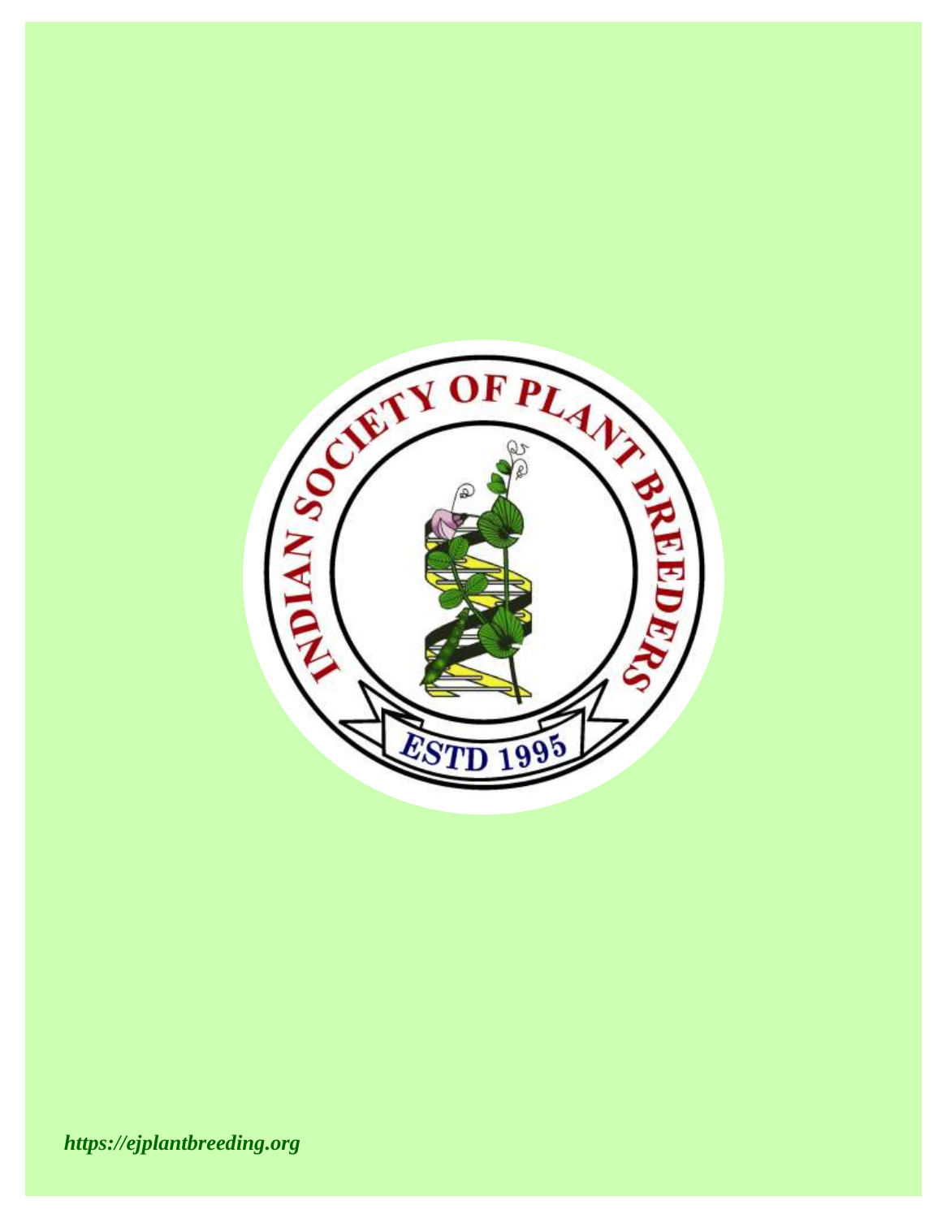INDIAN SOCIETY OF PLANT BREEDERS

ESTD 1995

*https://ejplantbreeding.org*